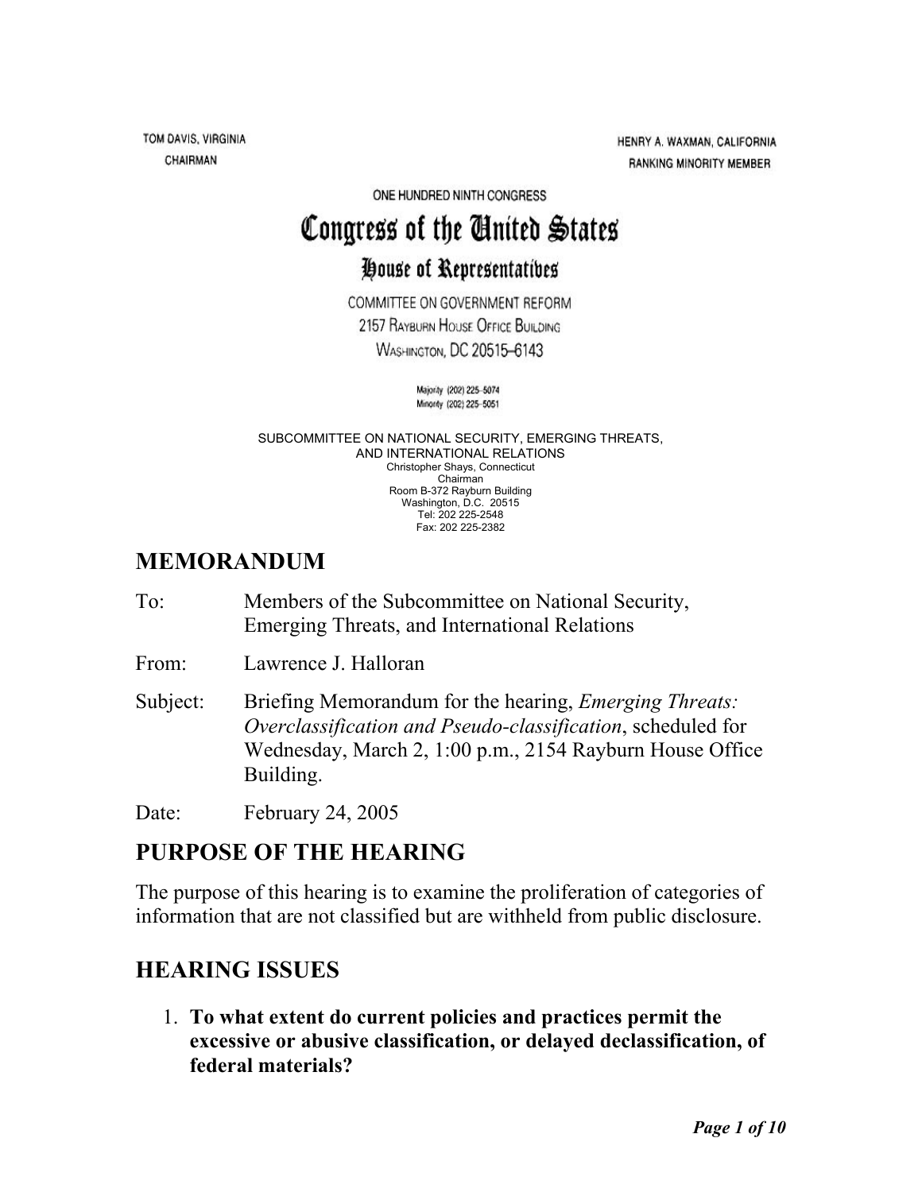TOM DAVIS, VIRGINIA
CHAIRMAN

HENRY A. WAXMAN, CALIFORNIA
RANKING MINORITY MEMBER

ONE HUNDRED NINTH CONGRESS

# Congress of the United States

## House of Representatives

COMMITTEE ON GOVERNMENT REFORM
2157 RAYBURN HOUSE OFFICE BUILDING
WASHINGTON, DC 20515–6143

Majority (202) 225–5074
Minority (202) 225–5051

SUBCOMMITTEE ON NATIONAL SECURITY, EMERGING THREATS, AND INTERNATIONAL RELATIONS
Christopher Shays, Connecticut
Chairman
Room B-372 Rayburn Building
Washington, D.C. 20515
Tel: 202 225-2548
Fax: 202 225-2382

## MEMORANDUM

To: Members of the Subcommittee on National Security, Emerging Threats, and International Relations

From: Lawrence J. Halloran

Subject: Briefing Memorandum for the hearing, *Emerging Threats: Overclassification and Pseudo-classification*, scheduled for Wednesday, March 2, 1:00 p.m., 2154 Rayburn House Office Building.

Date: February 24, 2005

## PURPOSE OF THE HEARING

The purpose of this hearing is to examine the proliferation of categories of information that are not classified but are withheld from public disclosure.

## HEARING ISSUES

1. **To what extent do current policies and practices permit the excessive or abusive classification, or delayed declassification, of federal materials?**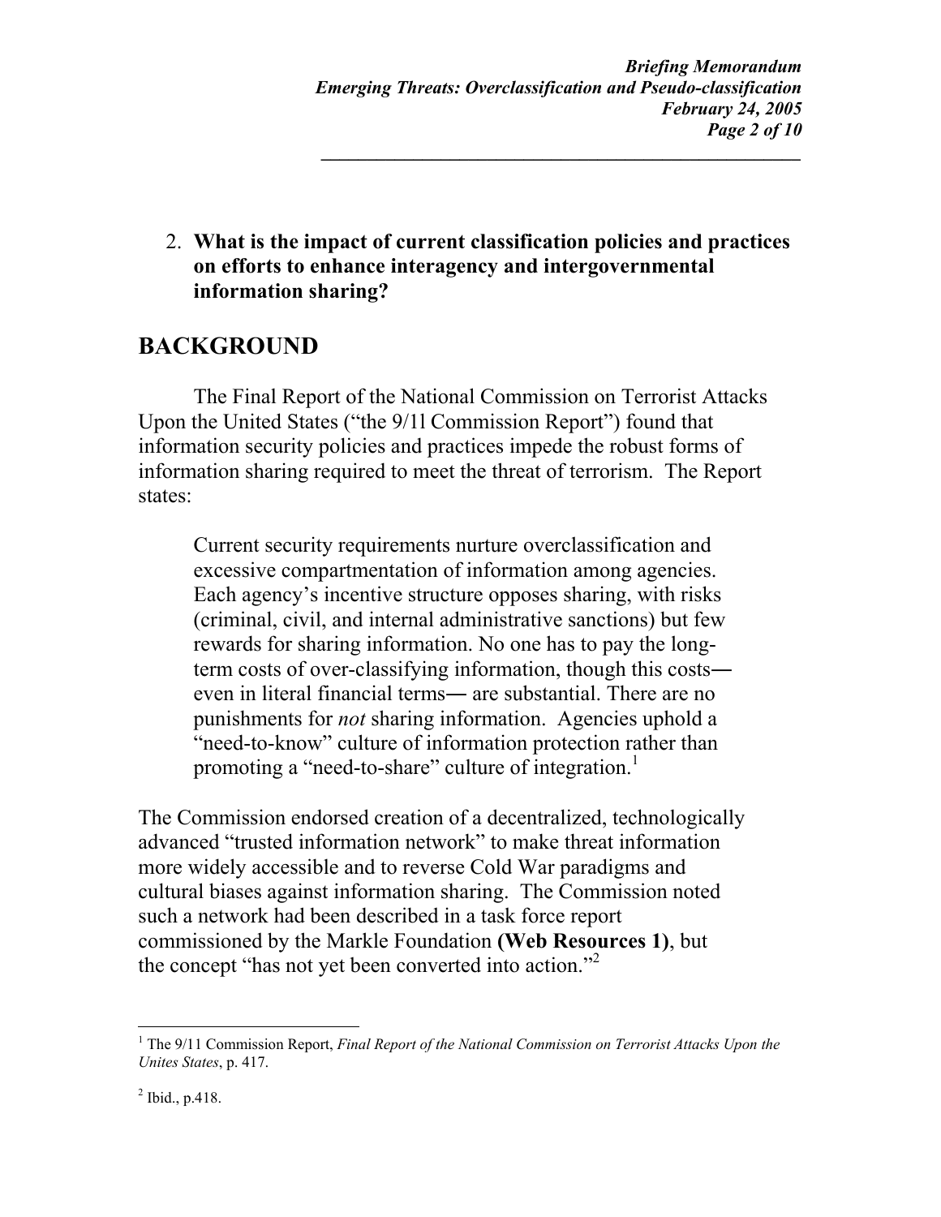2. **What is the impact of current classification policies and practices on efforts to enhance interagency and intergovernmental information sharing?**

## BACKGROUND

The Final Report of the National Commission on Terrorist Attacks Upon the United States ("the 9/11 Commission Report") found that information security policies and practices impede the robust forms of information sharing required to meet the threat of terrorism. The Report states:

> Current security requirements nurture overclassification and excessive compartmentation of information among agencies. Each agency's incentive structure opposes sharing, with risks (criminal, civil, and internal administrative sanctions) but few rewards for sharing information. No one has to pay the long-term costs of over-classifying information, though this costs― even in literal financial terms― are substantial. There are no punishments for *not* sharing information. Agencies uphold a "need-to-know" culture of information protection rather than promoting a "need-to-share" culture of integration.[1]

The Commission endorsed creation of a decentralized, technologically advanced "trusted information network" to make threat information more widely accessible and to reverse Cold War paradigms and cultural biases against information sharing. The Commission noted such a network had been described in a task force report commissioned by the Markle Foundation **(Web Resources 1)**, but the concept "has not yet been converted into action."[2]

---

[1] The 9/11 Commission Report, *Final Report of the National Commission on Terrorist Attacks Upon the Unites States*, p. 417.

[2] Ibid., p.418.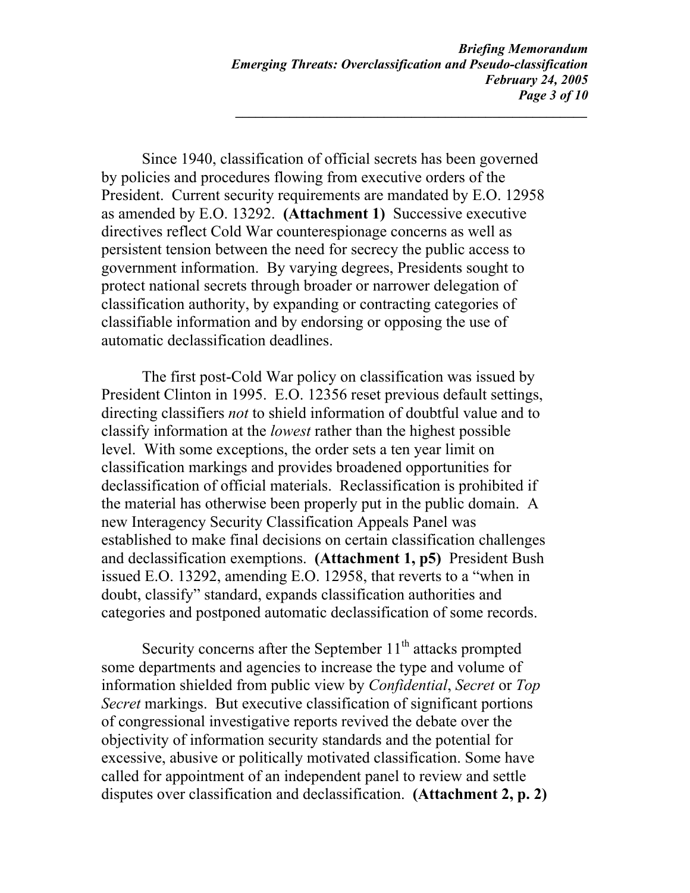Since 1940, classification of official secrets has been governed by policies and procedures flowing from executive orders of the President. Current security requirements are mandated by E.O. 12958 as amended by E.O. 13292. **(Attachment 1)** Successive executive directives reflect Cold War counterespionage concerns as well as persistent tension between the need for secrecy the public access to government information. By varying degrees, Presidents sought to protect national secrets through broader or narrower delegation of classification authority, by expanding or contracting categories of classifiable information and by endorsing or opposing the use of automatic declassification deadlines.

The first post-Cold War policy on classification was issued by President Clinton in 1995. E.O. 12356 reset previous default settings, directing classifiers *not* to shield information of doubtful value and to classify information at the *lowest* rather than the highest possible level. With some exceptions, the order sets a ten year limit on classification markings and provides broadened opportunities for declassification of official materials. Reclassification is prohibited if the material has otherwise been properly put in the public domain. A new Interagency Security Classification Appeals Panel was established to make final decisions on certain classification challenges and declassification exemptions. **(Attachment 1, p5)** President Bush issued E.O. 13292, amending E.O. 12958, that reverts to a "when in doubt, classify" standard, expands classification authorities and categories and postponed automatic declassification of some records.

Security concerns after the September 11th attacks prompted some departments and agencies to increase the type and volume of information shielded from public view by *Confidential*, *Secret* or *Top Secret* markings. But executive classification of significant portions of congressional investigative reports revived the debate over the objectivity of information security standards and the potential for excessive, abusive or politically motivated classification. Some have called for appointment of an independent panel to review and settle disputes over classification and declassification. **(Attachment 2, p. 2)**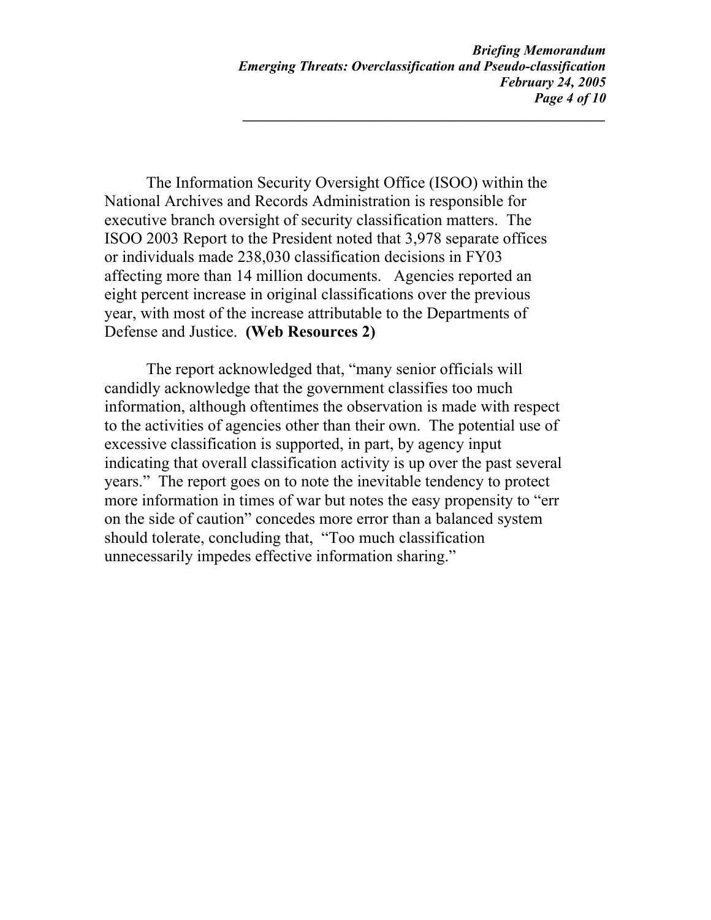The Information Security Oversight Office (ISOO) within the National Archives and Records Administration is responsible for executive branch oversight of security classification matters. The ISOO 2003 Report to the President noted that 3,978 separate offices or individuals made 238,030 classification decisions in FY03 affecting more than 14 million documents. Agencies reported an eight percent increase in original classifications over the previous year, with most of the increase attributable to the Departments of Defense and Justice. **(Web Resources 2)**

The report acknowledged that, "many senior officials will candidly acknowledge that the government classifies too much information, although oftentimes the observation is made with respect to the activities of agencies other than their own. The potential use of excessive classification is supported, in part, by agency input indicating that overall classification activity is up over the past several years." The report goes on to note the inevitable tendency to protect more information in times of war but notes the easy propensity to "err on the side of caution" concedes more error than a balanced system should tolerate, concluding that, "Too much classification unnecessarily impedes effective information sharing."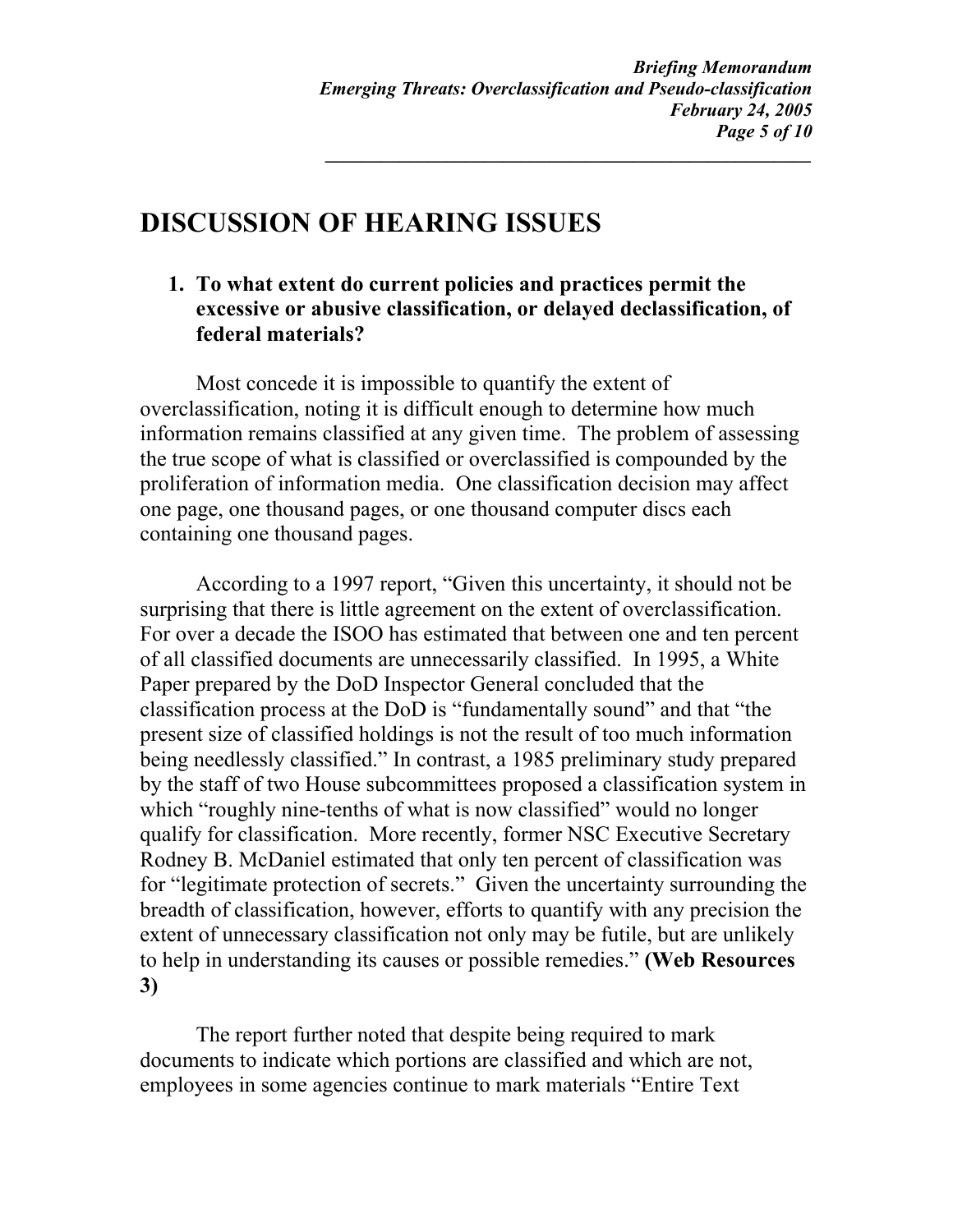# DISCUSSION OF HEARING ISSUES

1. **To what extent do current policies and practices permit the excessive or abusive classification, or delayed declassification, of federal materials?**

Most concede it is impossible to quantify the extent of overclassification, noting it is difficult enough to determine how much information remains classified at any given time. The problem of assessing the true scope of what is classified or overclassified is compounded by the proliferation of information media. One classification decision may affect one page, one thousand pages, or one thousand computer discs each containing one thousand pages.

According to a 1997 report, "Given this uncertainty, it should not be surprising that there is little agreement on the extent of overclassification. For over a decade the ISOO has estimated that between one and ten percent of all classified documents are unnecessarily classified. In 1995, a White Paper prepared by the DoD Inspector General concluded that the classification process at the DoD is "fundamentally sound" and that "the present size of classified holdings is not the result of too much information being needlessly classified." In contrast, a 1985 preliminary study prepared by the staff of two House subcommittees proposed a classification system in which "roughly nine-tenths of what is now classified" would no longer qualify for classification. More recently, former NSC Executive Secretary Rodney B. McDaniel estimated that only ten percent of classification was for "legitimate protection of secrets." Given the uncertainty surrounding the breadth of classification, however, efforts to quantify with any precision the extent of unnecessary classification not only may be futile, but are unlikely to help in understanding its causes or possible remedies." **(Web Resources 3)**

The report further noted that despite being required to mark documents to indicate which portions are classified and which are not, employees in some agencies continue to mark materials "Entire Text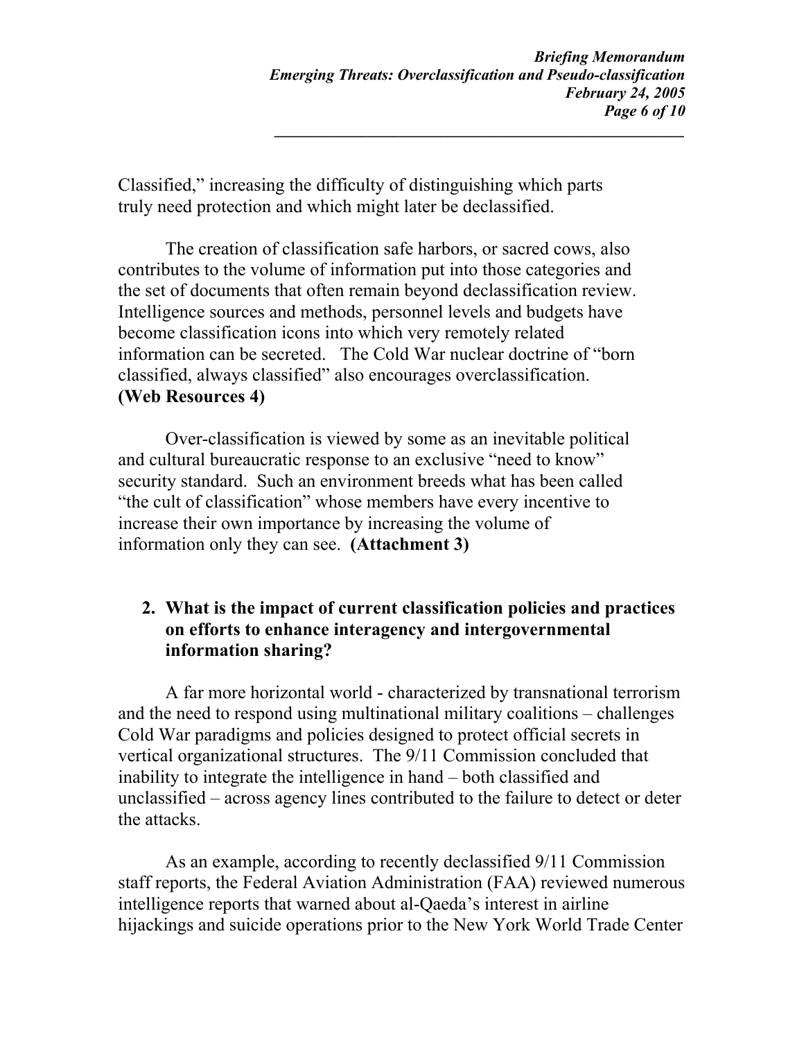Classified," increasing the difficulty of distinguishing which parts truly need protection and which might later be declassified.

The creation of classification safe harbors, or sacred cows, also contributes to the volume of information put into those categories and the set of documents that often remain beyond declassification review. Intelligence sources and methods, personnel levels and budgets have become classification icons into which very remotely related information can be secreted. The Cold War nuclear doctrine of "born classified, always classified" also encourages overclassification. **(Web Resources 4)**

Over-classification is viewed by some as an inevitable political and cultural bureaucratic response to an exclusive "need to know" security standard. Such an environment breeds what has been called "the cult of classification" whose members have every incentive to increase their own importance by increasing the volume of information only they can see. **(Attachment 3)**

2. **What is the impact of current classification policies and practices on efforts to enhance interagency and intergovernmental information sharing?**

A far more horizontal world - characterized by transnational terrorism and the need to respond using multinational military coalitions – challenges Cold War paradigms and policies designed to protect official secrets in vertical organizational structures. The 9/11 Commission concluded that inability to integrate the intelligence in hand – both classified and unclassified – across agency lines contributed to the failure to detect or deter the attacks.

As an example, according to recently declassified 9/11 Commission staff reports, the Federal Aviation Administration (FAA) reviewed numerous intelligence reports that warned about al-Qaeda's interest in airline hijackings and suicide operations prior to the New York World Trade Center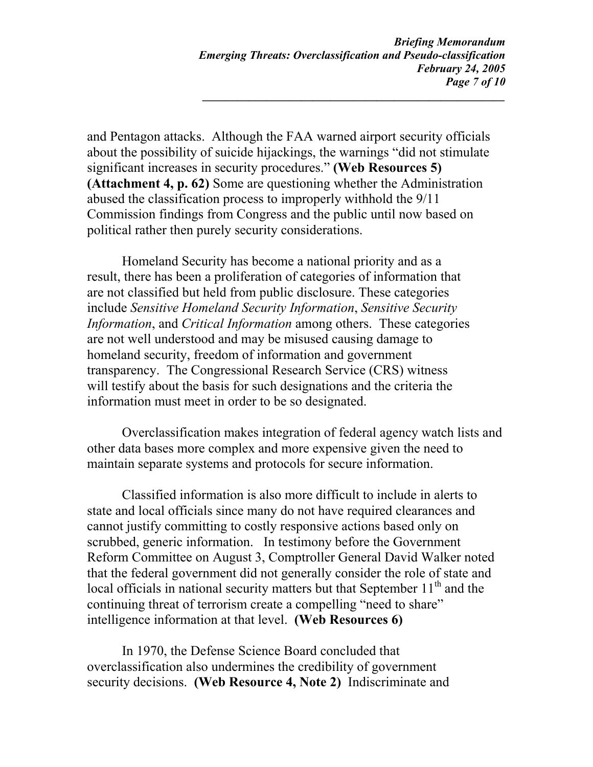and Pentagon attacks. Although the FAA warned airport security officials about the possibility of suicide hijackings, the warnings "did not stimulate significant increases in security procedures." **(Web Resources 5) (Attachment 4, p. 62)** Some are questioning whether the Administration abused the classification process to improperly withhold the 9/11 Commission findings from Congress and the public until now based on political rather then purely security considerations.

Homeland Security has become a national priority and as a result, there has been a proliferation of categories of information that are not classified but held from public disclosure. These categories include *Sensitive Homeland Security Information*, *Sensitive Security Information*, and *Critical Information* among others. These categories are not well understood and may be misused causing damage to homeland security, freedom of information and government transparency. The Congressional Research Service (CRS) witness will testify about the basis for such designations and the criteria the information must meet in order to be so designated.

Overclassification makes integration of federal agency watch lists and other data bases more complex and more expensive given the need to maintain separate systems and protocols for secure information.

Classified information is also more difficult to include in alerts to state and local officials since many do not have required clearances and cannot justify committing to costly responsive actions based only on scrubbed, generic information. In testimony before the Government Reform Committee on August 3, Comptroller General David Walker noted that the federal government did not generally consider the role of state and local officials in national security matters but that September 11th and the continuing threat of terrorism create a compelling "need to share" intelligence information at that level. **(Web Resources 6)**

In 1970, the Defense Science Board concluded that overclassification also undermines the credibility of government security decisions. **(Web Resource 4, Note 2)** Indiscriminate and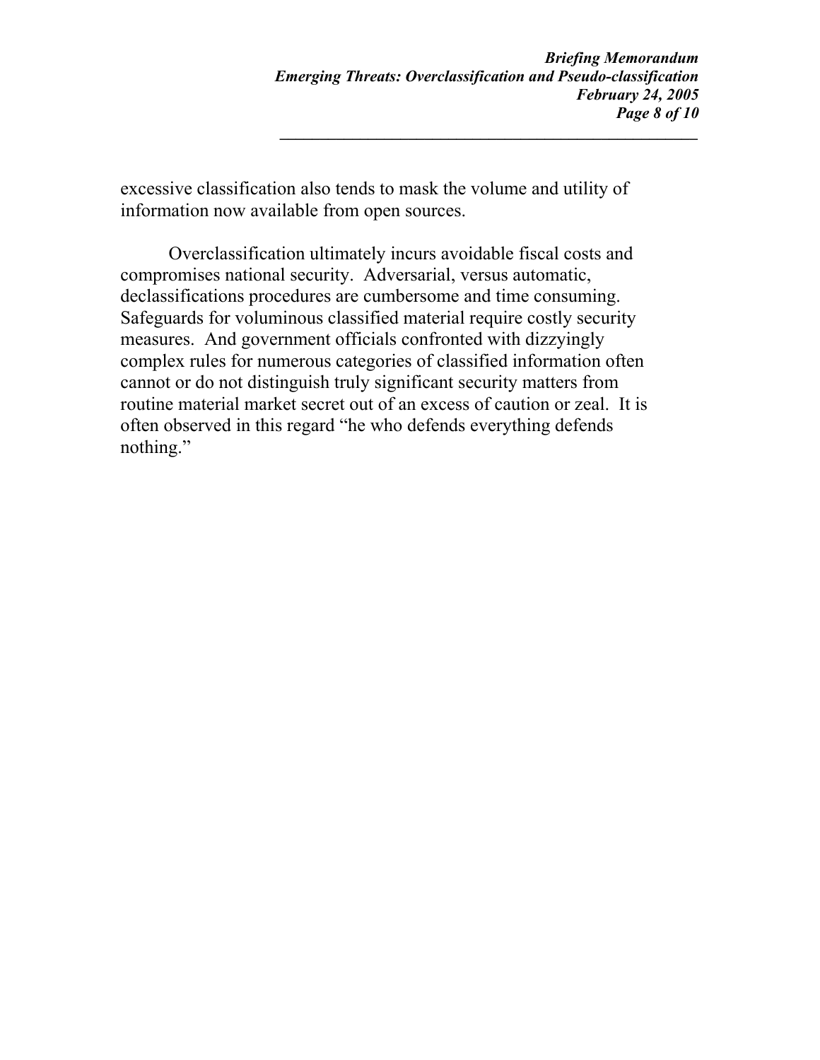excessive classification also tends to mask the volume and utility of information now available from open sources.

Overclassification ultimately incurs avoidable fiscal costs and compromises national security. Adversarial, versus automatic, declassifications procedures are cumbersome and time consuming. Safeguards for voluminous classified material require costly security measures. And government officials confronted with dizzyingly complex rules for numerous categories of classified information often cannot or do not distinguish truly significant security matters from routine material market secret out of an excess of caution or zeal. It is often observed in this regard "he who defends everything defends nothing."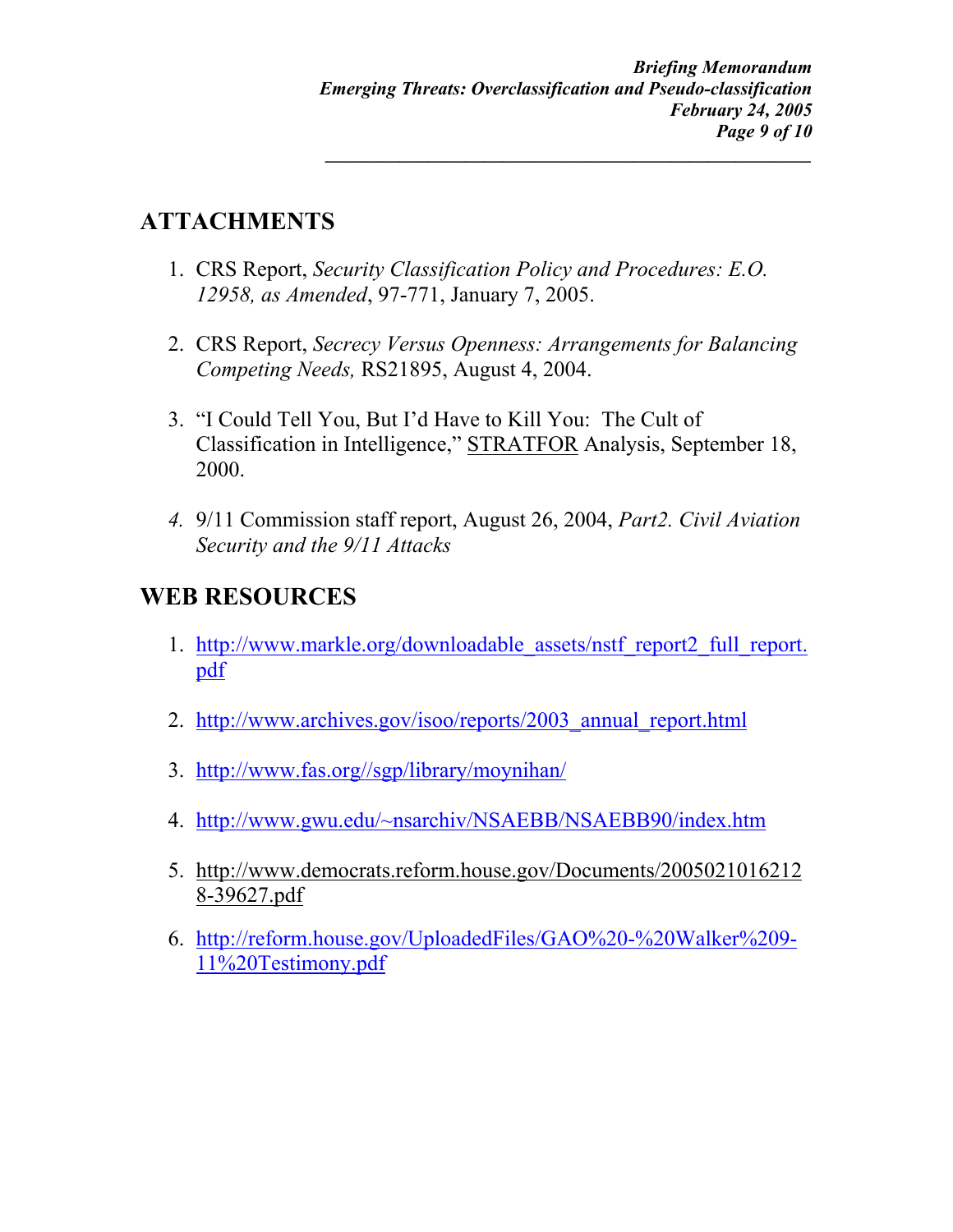## ATTACHMENTS

1. CRS Report, *Security Classification Policy and Procedures: E.O. 12958, as Amended*, 97-771, January 7, 2005.

2. CRS Report, *Secrecy Versus Openness: Arrangements for Balancing Competing Needs,* RS21895, August 4, 2004.

3. "I Could Tell You, But I'd Have to Kill You: The Cult of Classification in Intelligence," STRATFOR Analysis, September 18, 2000.

4. 9/11 Commission staff report, August 26, 2004, *Part2. Civil Aviation Security and the 9/11 Attacks*

## WEB RESOURCES

1. http://www.markle.org/downloadable_assets/nstf_report2_full_report.pdf

2. http://www.archives.gov/isoo/reports/2003_annual_report.html

3. http://www.fas.org//sgp/library/moynihan/

4. http://www.gwu.edu/~nsarchiv/NSAEBB/NSAEBB90/index.htm

5. http://www.democrats.reform.house.gov/Documents/20050210162128-39627.pdf

6. http://reform.house.gov/UploadedFiles/GAO%20-%20Walker%209-11%20Testimony.pdf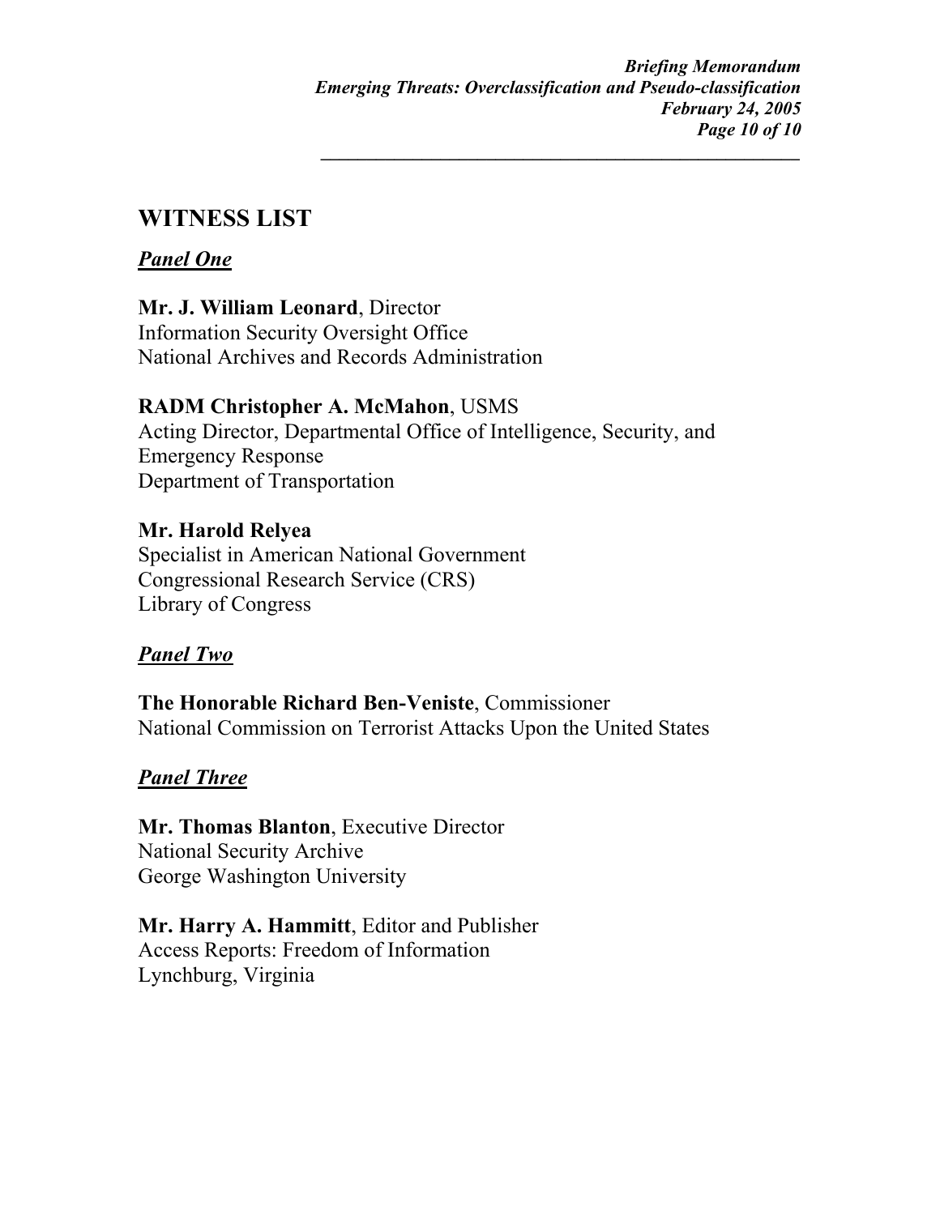## WITNESS LIST

### ***Panel One***

**Mr. J. William Leonard**, Director
Information Security Oversight Office
National Archives and Records Administration

**RADM Christopher A. McMahon**, USMS
Acting Director, Departmental Office of Intelligence, Security, and Emergency Response
Department of Transportation

**Mr. Harold Relyea**
Specialist in American National Government
Congressional Research Service (CRS)
Library of Congress

### ***Panel Two***

**The Honorable Richard Ben-Veniste**, Commissioner
National Commission on Terrorist Attacks Upon the United States

### ***Panel Three***

**Mr. Thomas Blanton**, Executive Director
National Security Archive
George Washington University

**Mr. Harry A. Hammitt**, Editor and Publisher
Access Reports: Freedom of Information
Lynchburg, Virginia